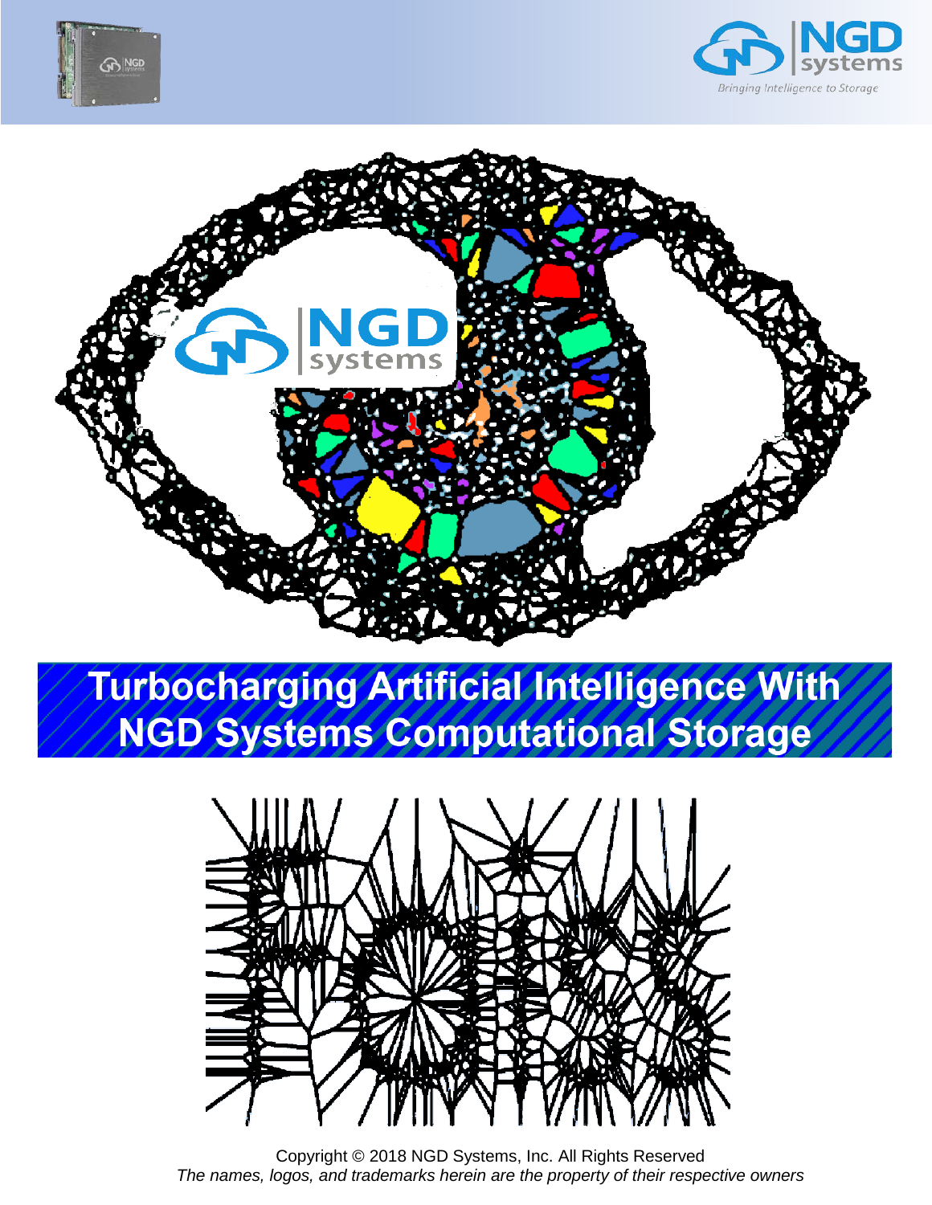# Turbocharging Artificial Intelligence With NGD Systems Computational Storage

Copyright © 2018 NGD Systems, Inc. All Rights Reserved

*The names, logos, and trademarks herein are the property of their respective owners*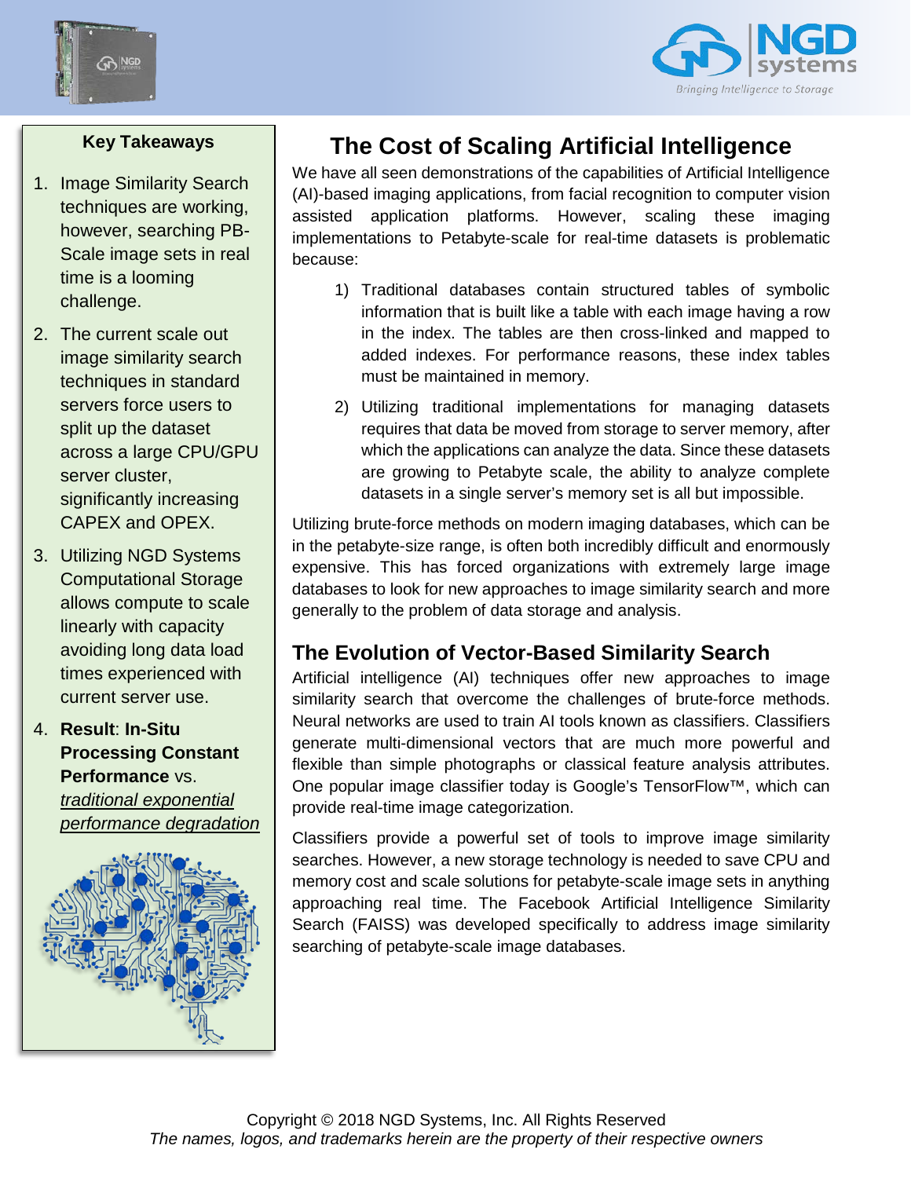### Key Takeaways

1. Image Similarity Search techniques are working, however, searching PB-Scale image sets in real time is a looming challenge.
2. The current scale out image similarity search techniques in standard servers force users to split up the dataset across a large CPU/GPU server cluster, significantly increasing CAPEX and OPEX.
3. Utilizing NGD Systems Computational Storage allows compute to scale linearly with capacity avoiding long data load times experienced with current server use.
4. **Result**: **In-Situ Processing Constant Performance** vs. *traditional exponential performance degradation*

# The Cost of Scaling Artificial Intelligence

We have all seen demonstrations of the capabilities of Artificial Intelligence (AI)-based imaging applications, from facial recognition to computer vision assisted application platforms. However, scaling these imaging implementations to Petabyte-scale for real-time datasets is problematic because:

1) Traditional databases contain structured tables of symbolic information that is built like a table with each image having a row in the index. The tables are then cross-linked and mapped to added indexes. For performance reasons, these index tables must be maintained in memory.
2) Utilizing traditional implementations for managing datasets requires that data be moved from storage to server memory, after which the applications can analyze the data. Since these datasets are growing to Petabyte scale, the ability to analyze complete datasets in a single server's memory set is all but impossible.

Utilizing brute-force methods on modern imaging databases, which can be in the petabyte-size range, is often both incredibly difficult and enormously expensive. This has forced organizations with extremely large image databases to look for new approaches to image similarity search and more generally to the problem of data storage and analysis.

## The Evolution of Vector-Based Similarity Search

Artificial intelligence (AI) techniques offer new approaches to image similarity search that overcome the challenges of brute-force methods. Neural networks are used to train AI tools known as classifiers. Classifiers generate multi-dimensional vectors that are much more powerful and flexible than simple photographs or classical feature analysis attributes. One popular image classifier today is Google's TensorFlow™, which can provide real-time image categorization.

Classifiers provide a powerful set of tools to improve image similarity searches. However, a new storage technology is needed to save CPU and memory cost and scale solutions for petabyte-scale image sets in anything approaching real time. The Facebook Artificial Intelligence Similarity Search (FAISS) was developed specifically to address image similarity searching of petabyte-scale image databases.

Copyright © 2018 NGD Systems, Inc. All Rights Reserved
*The names, logos, and trademarks herein are the property of their respective owners*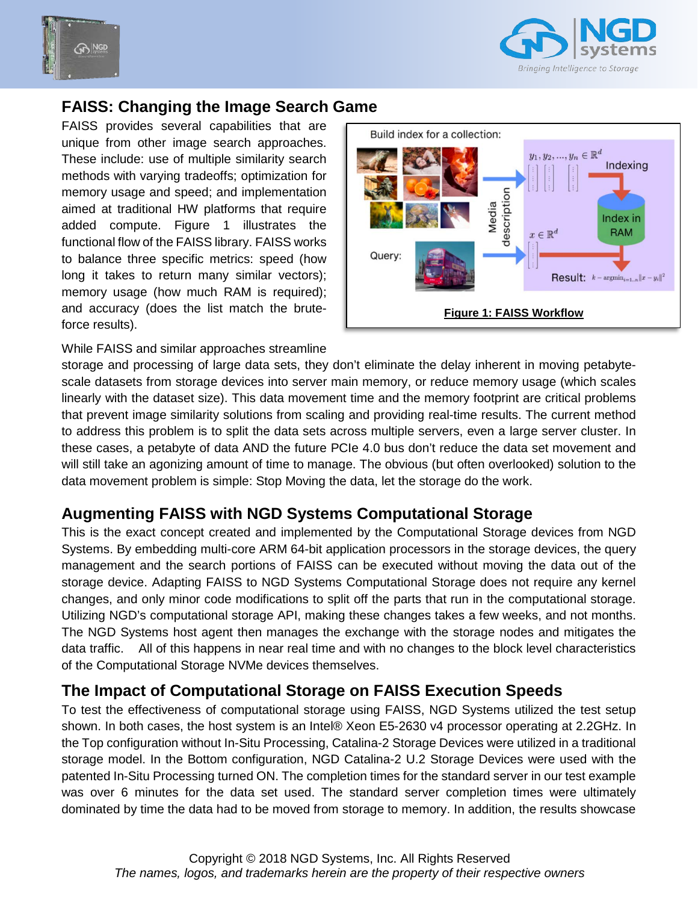## FAISS: Changing the Image Search Game

FAISS provides several capabilities that are unique from other image search approaches. These include: use of multiple similarity search methods with varying tradeoffs; optimization for memory usage and speed; and implementation aimed at traditional HW platforms that require added compute. Figure 1 illustrates the functional flow of the FAISS library. FAISS works to balance three specific metrics: speed (how long it takes to return many similar vectors); memory usage (how much RAM is required); and accuracy (does the list match the brute-force results).

**Figure 1: FAISS Workflow**

While FAISS and similar approaches streamline storage and processing of large data sets, they don't eliminate the delay inherent in moving petabyte-scale datasets from storage devices into server main memory, or reduce memory usage (which scales linearly with the dataset size). This data movement time and the memory footprint are critical problems that prevent image similarity solutions from scaling and providing real-time results. The current method to address this problem is to split the data sets across multiple servers, even a large server cluster. In these cases, a petabyte of data AND the future PCIe 4.0 bus don't reduce the data set movement and will still take an agonizing amount of time to manage. The obvious (but often overlooked) solution to the data movement problem is simple: Stop Moving the data, let the storage do the work.

## Augmenting FAISS with NGD Systems Computational Storage

This is the exact concept created and implemented by the Computational Storage devices from NGD Systems. By embedding multi-core ARM 64-bit application processors in the storage devices, the query management and the search portions of FAISS can be executed without moving the data out of the storage device. Adapting FAISS to NGD Systems Computational Storage does not require any kernel changes, and only minor code modifications to split off the parts that run in the computational storage. Utilizing NGD's computational storage API, making these changes takes a few weeks, and not months. The NGD Systems host agent then manages the exchange with the storage nodes and mitigates the data traffic. All of this happens in near real time and with no changes to the block level characteristics of the Computational Storage NVMe devices themselves.

## The Impact of Computational Storage on FAISS Execution Speeds

To test the effectiveness of computational storage using FAISS, NGD Systems utilized the test setup shown. In both cases, the host system is an Intel® Xeon E5-2630 v4 processor operating at 2.2GHz. In the Top configuration without In-Situ Processing, Catalina-2 Storage Devices were utilized in a traditional storage model. In the Bottom configuration, NGD Catalina-2 U.2 Storage Devices were used with the patented In-Situ Processing turned ON. The completion times for the standard server in our test example was over 6 minutes for the data set used. The standard server completion times were ultimately dominated by time the data had to be moved from storage to memory. In addition, the results showcase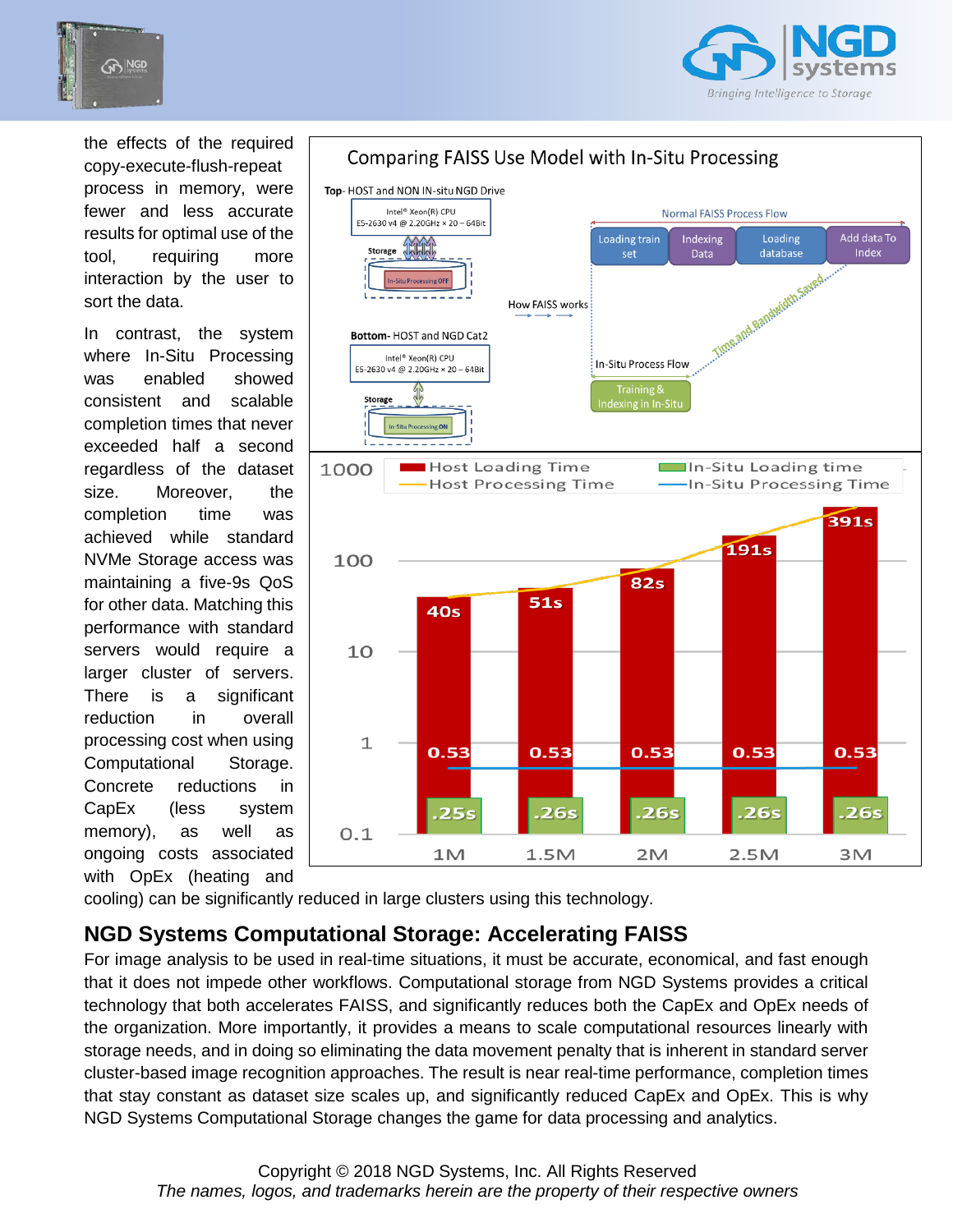the effects of the required copy-execute-flush-repeat process in memory, were fewer and less accurate results for optimal use of the tool, requiring more interaction by the user to sort the data.

In contrast, the system where In-Situ Processing was enabled showed consistent and scalable completion times that never exceeded half a second regardless of the dataset size. Moreover, the completion time was achieved while standard NVMe Storage access was maintaining a five-9s QoS for other data. Matching this performance with standard servers would require a larger cluster of servers. There is a significant reduction in overall processing cost when using Computational Storage. Concrete reductions in CapEx (less system memory), as well as ongoing costs associated with OpEx (heating and cooling) can be significantly reduced in large clusters using this technology.

Comparing FAISS Use Model with In-Situ Processing

**Top**- HOST and NON IN-situ NGD Drive

Intel® Xeon(R) CPU E5-2630 v4 @ 2.20GHz × 20 – 64Bit

Storage

In-Situ Processing OFF

How FAISS works

Normal FAISS Process Flow

Loading train set | Indexing Data | Loading database | Add data To Index

**Bottom**- HOST and NGD Cat2

Intel® Xeon(R) CPU E5-2630 v4 @ 2.20GHz × 20 – 64Bit

Storage

In-Situ Processing ON

In-Situ Process Flow

Training & Indexing in In-Situ

Time and Bandwidth Saved

Host Loading Time
Host Processing Time
In-Situ Loading time
In-Situ Processing Time

1000
100
10
1
0.1

40s 51s 82s 191s 391s

0.53 0.53 0.53 0.53 0.53

.25s .26s .26s .26s .26s

1M 1.5M 2M 2.5M 3M

## NGD Systems Computational Storage: Accelerating FAISS

For image analysis to be used in real-time situations, it must be accurate, economical, and fast enough that it does not impede other workflows. Computational storage from NGD Systems provides a critical technology that both accelerates FAISS, and significantly reduces both the CapEx and OpEx needs of the organization. More importantly, it provides a means to scale computational resources linearly with storage needs, and in doing so eliminating the data movement penalty that is inherent in standard server cluster-based image recognition approaches. The result is near real-time performance, completion times that stay constant as dataset size scales up, and significantly reduced CapEx and OpEx. This is why NGD Systems Computational Storage changes the game for data processing and analytics.

Copyright © 2018 NGD Systems, Inc. All Rights Reserved
*The names, logos, and trademarks herein are the property of their respective owners*